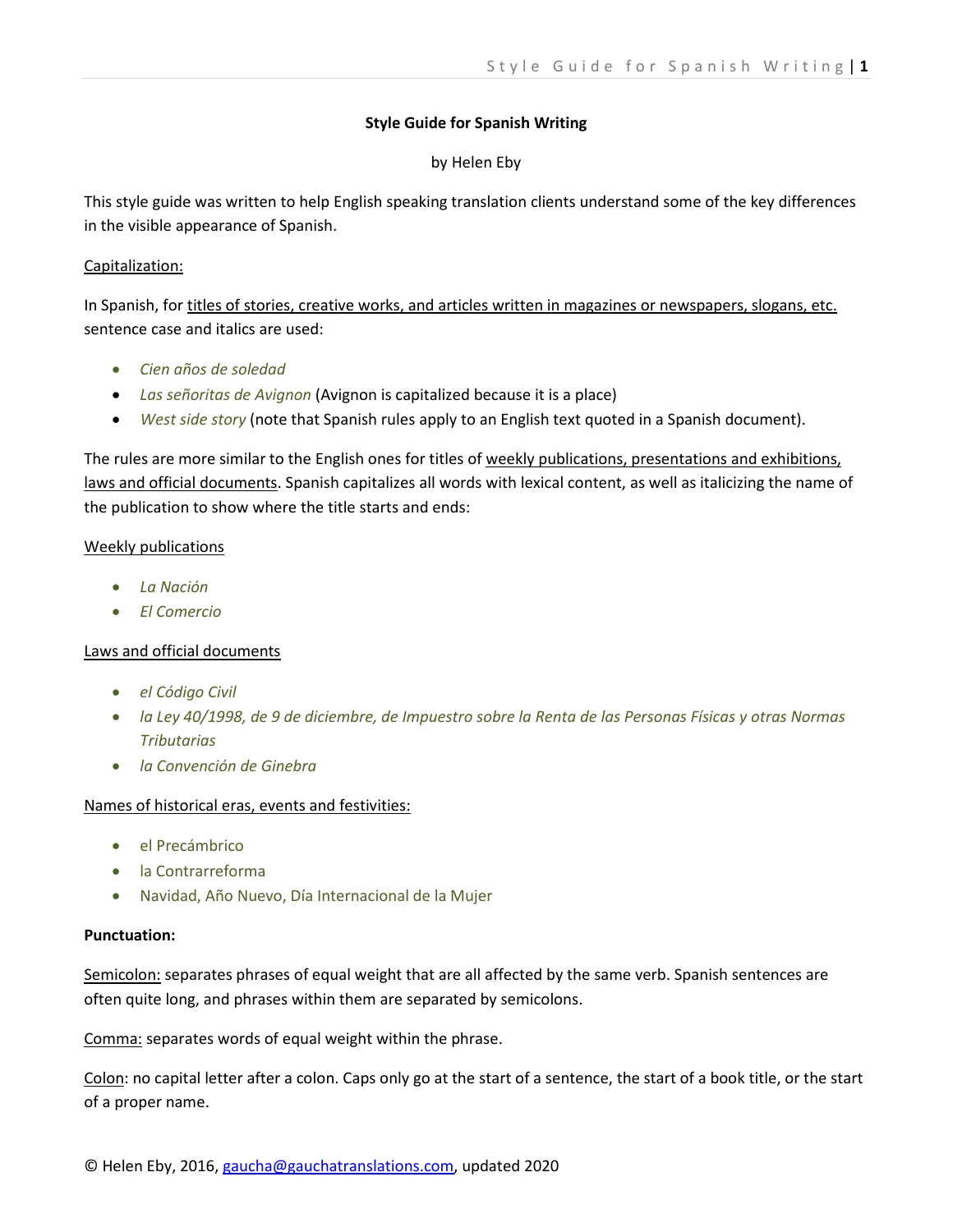# Style Guide for Spanish Writing

by Helen Eby

This style guide was written to help English speaking translation clients understand some of the key differences in the visible appearance of Spanish.

## Capitalization:

In Spanish, for titles of stories, creative works, and articles written in magazines or newspapers, slogans, etc. sentence case and italics are used:

- *Cien años de soledad*
- *Las señoritas de Avignon* (Avignon is capitalized because it is a place)
- *West side story* (note that Spanish rules apply to an English text quoted in a Spanish document).

The rules are more similar to the English ones for titles of weekly publications, presentations and exhibitions, laws and official documents. Spanish capitalizes all words with lexical content, as well as italicizing the name of the publication to show where the title starts and ends:

### Weekly publications

- *La Nación*
- *El Comercio*

### Laws and official documents

- *el Código Civil*
- *la Ley 40/1998, de 9 de diciembre, de Impuestro sobre la Renta de las Personas Físicas y otras Normas Tributarias*
- *la Convención de Ginebra*

### Names of historical eras, events and festivities:

- el Precámbrico
- la Contrarreforma
- Navidad, Año Nuevo, Día Internacional de la Mujer

## Punctuation:

Semicolon: separates phrases of equal weight that are all affected by the same verb. Spanish sentences are often quite long, and phrases within them are separated by semicolons.

Comma: separates words of equal weight within the phrase.

Colon: no capital letter after a colon. Caps only go at the start of a sentence, the start of a book title, or the start of a proper name.

© Helen Eby, 2016, gaucha@gauchatranslations.com, updated 2020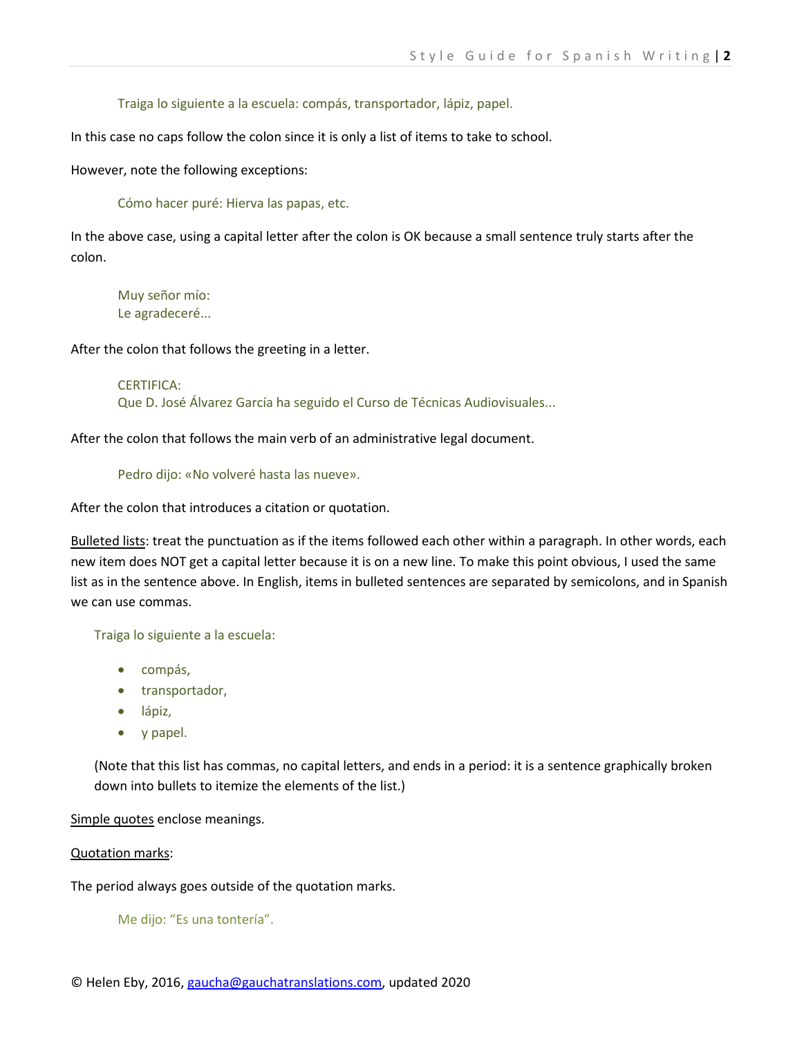> Traiga lo siguiente a la escuela: compás, transportador, lápiz, papel.

In this case no caps follow the colon since it is only a list of items to take to school.

However, note the following exceptions:

> Cómo hacer puré: Hierva las papas, etc.

In the above case, using a capital letter after the colon is OK because a small sentence truly starts after the colon.

> Muy señor mío:
> Le agradeceré...

After the colon that follows the greeting in a letter.

> CERTIFICA:
> Que D. José Álvarez García ha seguido el Curso de Técnicas Audiovisuales...

After the colon that follows the main verb of an administrative legal document.

> Pedro dijo: «No volveré hasta las nueve».

After the colon that introduces a citation or quotation.

Bulleted lists: treat the punctuation as if the items followed each other within a paragraph. In other words, each new item does NOT get a capital letter because it is on a new line. To make this point obvious, I used the same list as in the sentence above. In English, items in bulleted sentences are separated by semicolons, and in Spanish we can use commas.

> Traiga lo siguiente a la escuela:
>
> - compás,
> - transportador,
> - lápiz,
> - y papel.
>
> (Note that this list has commas, no capital letters, and ends in a period: it is a sentence graphically broken down into bullets to itemize the elements of the list.)

Simple quotes enclose meanings.

Quotation marks:

The period always goes outside of the quotation marks.

> Me dijo: "Es una tontería".

© Helen Eby, 2016, gaucha@gauchatranslations.com, updated 2020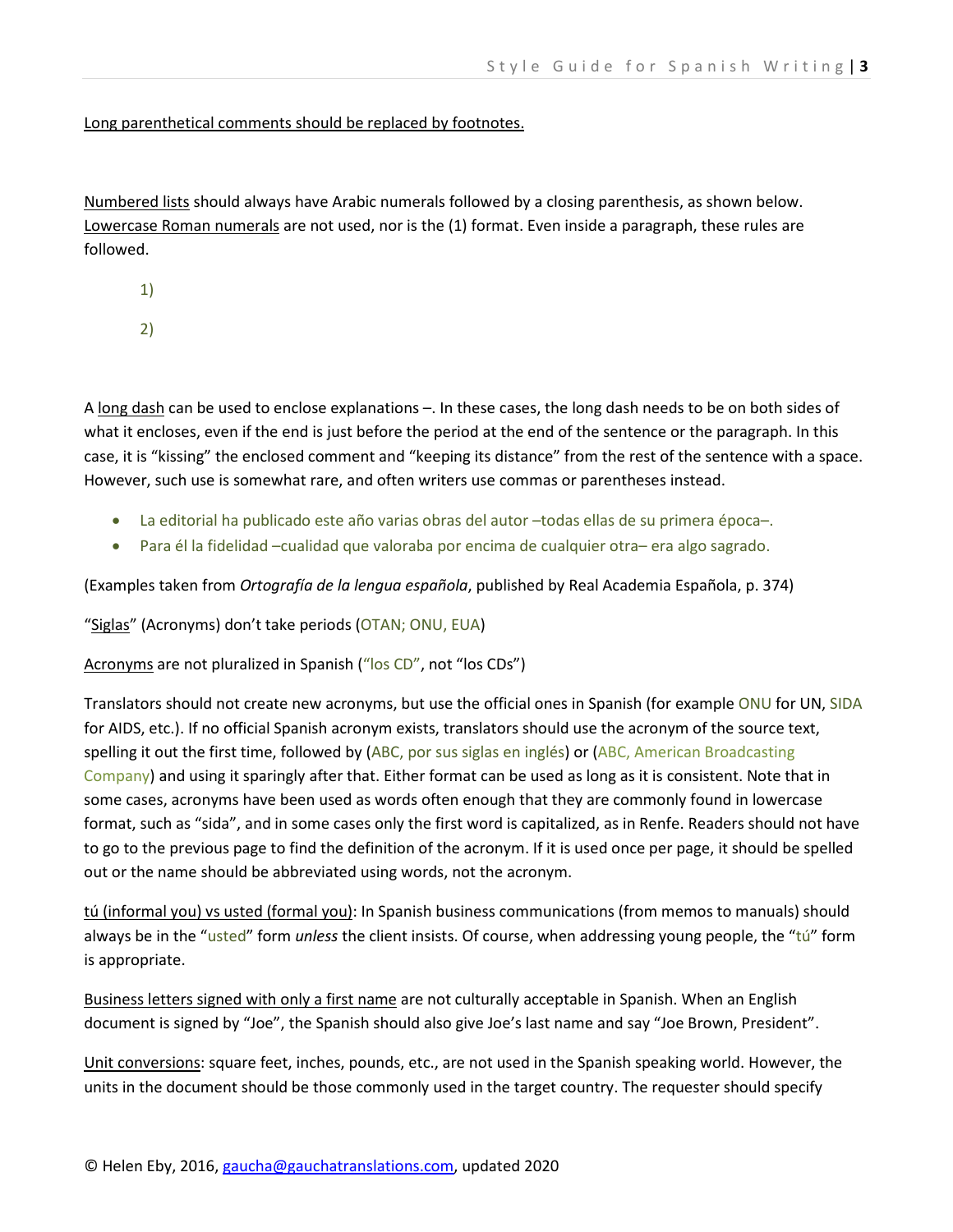Long parenthetical comments should be replaced by footnotes.

Numbered lists should always have Arabic numerals followed by a closing parenthesis, as shown below. Lowercase Roman numerals are not used, nor is the (1) format. Even inside a paragraph, these rules are followed.

1)

2)

A long dash can be used to enclose explanations –. In these cases, the long dash needs to be on both sides of what it encloses, even if the end is just before the period at the end of the sentence or the paragraph. In this case, it is "kissing" the enclosed comment and "keeping its distance" from the rest of the sentence with a space. However, such use is somewhat rare, and often writers use commas or parentheses instead.

- La editorial ha publicado este año varias obras del autor –todas ellas de su primera época–.
- Para él la fidelidad –cualidad que valoraba por encima de cualquier otra– era algo sagrado.

(Examples taken from *Ortografía de la lengua española*, published by Real Academia Española, p. 374)

"Siglas" (Acronyms) don't take periods (OTAN; ONU, EUA)

Acronyms are not pluralized in Spanish ("los CD", not "los CDs")

Translators should not create new acronyms, but use the official ones in Spanish (for example ONU for UN, SIDA for AIDS, etc.). If no official Spanish acronym exists, translators should use the acronym of the source text, spelling it out the first time, followed by (ABC, por sus siglas en inglés) or (ABC, American Broadcasting Company) and using it sparingly after that. Either format can be used as long as it is consistent. Note that in some cases, acronyms have been used as words often enough that they are commonly found in lowercase format, such as "sida", and in some cases only the first word is capitalized, as in Renfe. Readers should not have to go to the previous page to find the definition of the acronym. If it is used once per page, it should be spelled out or the name should be abbreviated using words, not the acronym.

tú (informal you) vs usted (formal you): In Spanish business communications (from memos to manuals) should always be in the "usted" form *unless* the client insists. Of course, when addressing young people, the "tú" form is appropriate.

Business letters signed with only a first name are not culturally acceptable in Spanish. When an English document is signed by "Joe", the Spanish should also give Joe's last name and say "Joe Brown, President".

Unit conversions: square feet, inches, pounds, etc., are not used in the Spanish speaking world. However, the units in the document should be those commonly used in the target country. The requester should specify

© Helen Eby, 2016, gaucha@gauchatranslations.com, updated 2020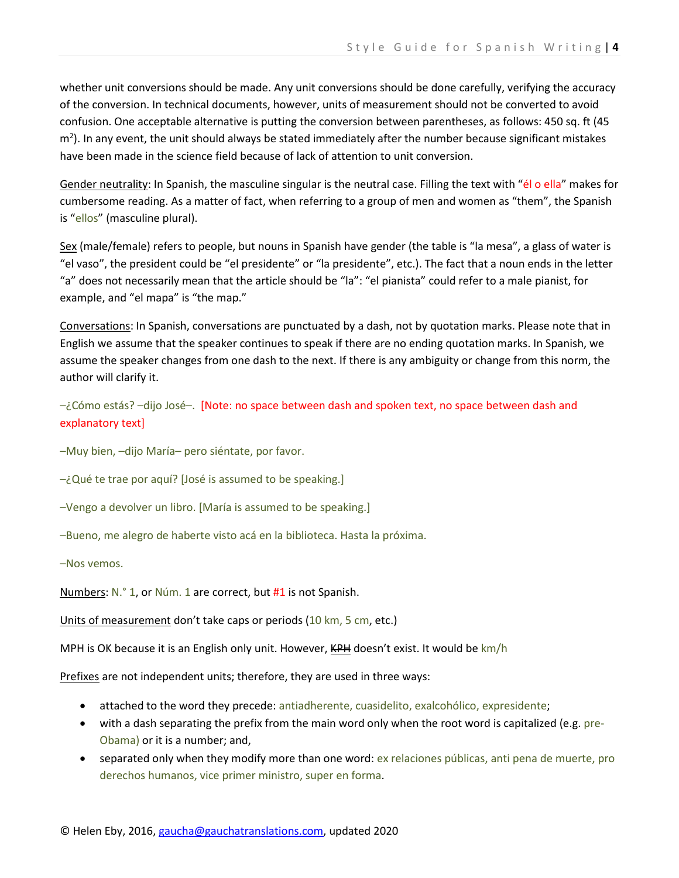whether unit conversions should be made. Any unit conversions should be done carefully, verifying the accuracy of the conversion. In technical documents, however, units of measurement should not be converted to avoid confusion. One acceptable alternative is putting the conversion between parentheses, as follows: 450 sq. ft (45 $m^2$). In any event, the unit should always be stated immediately after the number because significant mistakes have been made in the science field because of lack of attention to unit conversion.

Gender neutrality: In Spanish, the masculine singular is the neutral case. Filling the text with "él o ella" makes for cumbersome reading. As a matter of fact, when referring to a group of men and women as "them", the Spanish is "ellos" (masculine plural).

Sex (male/female) refers to people, but nouns in Spanish have gender (the table is "la mesa", a glass of water is "el vaso", the president could be "el presidente" or "la presidente", etc.). The fact that a noun ends in the letter "a" does not necessarily mean that the article should be "la": "el pianista" could refer to a male pianist, for example, and "el mapa" is "the map."

Conversations: In Spanish, conversations are punctuated by a dash, not by quotation marks. Please note that in English we assume that the speaker continues to speak if there are no ending quotation marks. In Spanish, we assume the speaker changes from one dash to the next. If there is any ambiguity or change from this norm, the author will clarify it.

–¿Cómo estás? –dijo José–. [Note: no space between dash and spoken text, no space between dash and explanatory text]

–Muy bien, –dijo María– pero siéntate, por favor.

–¿Qué te trae por aquí? [José is assumed to be speaking.]

–Vengo a devolver un libro. [María is assumed to be speaking.]

–Bueno, me alegro de haberte visto acá en la biblioteca. Hasta la próxima.

–Nos vemos.

Numbers: N.° 1, or Núm. 1 are correct, but #1 is not Spanish.

Units of measurement don't take caps or periods (10 km, 5 cm, etc.)

MPH is OK because it is an English only unit. However, ~~KPH~~ doesn't exist. It would be km/h

Prefixes are not independent units; therefore, they are used in three ways:

- attached to the word they precede: antiadherente, cuasidelito, exalcohólico, expresidente;
- with a dash separating the prefix from the main word only when the root word is capitalized (e.g. pre-Obama) or it is a number; and,
- separated only when they modify more than one word: ex relaciones públicas, anti pena de muerte, pro derechos humanos, vice primer ministro, super en forma.

© Helen Eby, 2016, gaucha@gauchatranslations.com, updated 2020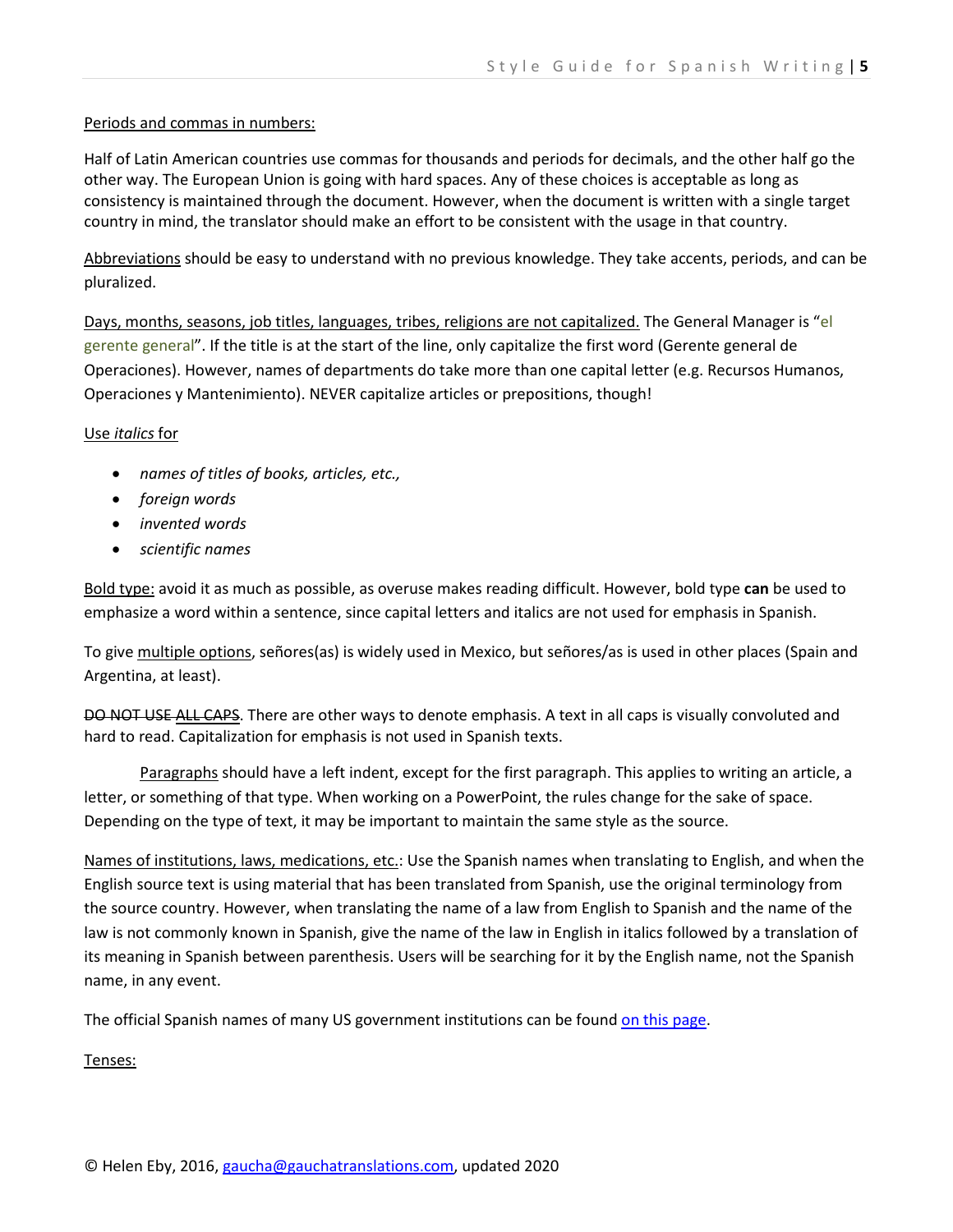<u>Periods and commas in numbers:</u>

Half of Latin American countries use commas for thousands and periods for decimals, and the other half go the other way. The European Union is going with hard spaces. Any of these choices is acceptable as long as consistency is maintained through the document. However, when the document is written with a single target country in mind, the translator should make an effort to be consistent with the usage in that country.

<u>Abbreviations</u> should be easy to understand with no previous knowledge. They take accents, periods, and can be pluralized.

<u>Days, months, seasons, job titles, languages, tribes, religions are not capitalized.</u> The General Manager is "el gerente general". If the title is at the start of the line, only capitalize the first word (Gerente general de Operaciones). However, names of departments do take more than one capital letter (e.g. Recursos Humanos, Operaciones y Mantenimiento). NEVER capitalize articles or prepositions, though!

<u>Use *italics* for</u>

- *names of titles of books, articles, etc.,*
- *foreign words*
- *invented words*
- *scientific names*

<u>Bold type:</u> avoid it as much as possible, as overuse makes reading difficult. However, bold type **can** be used to emphasize a word within a sentence, since capital letters and italics are not used for emphasis in Spanish.

To give <u>multiple options</u>, señores(as) is widely used in Mexico, but señores/as is used in other places (Spain and Argentina, at least).

~~DO NOT USE ALL CAPS~~. There are other ways to denote emphasis. A text in all caps is visually convoluted and hard to read. Capitalization for emphasis is not used in Spanish texts.

<u>Paragraphs</u> should have a left indent, except for the first paragraph. This applies to writing an article, a letter, or something of that type. When working on a PowerPoint, the rules change for the sake of space. Depending on the type of text, it may be important to maintain the same style as the source.

<u>Names of institutions, laws, medications, etc.</u>: Use the Spanish names when translating to English, and when the English source text is using material that has been translated from Spanish, use the original terminology from the source country. However, when translating the name of a law from English to Spanish and the name of the law is not commonly known in Spanish, give the name of the law in English in italics followed by a translation of its meaning in Spanish between parenthesis. Users will be searching for it by the English name, not the Spanish name, in any event.

The official Spanish names of many US government institutions can be found <u>on this page</u>.

<u>Tenses:</u>

© Helen Eby, 2016, gaucha@gauchatranslations.com, updated 2020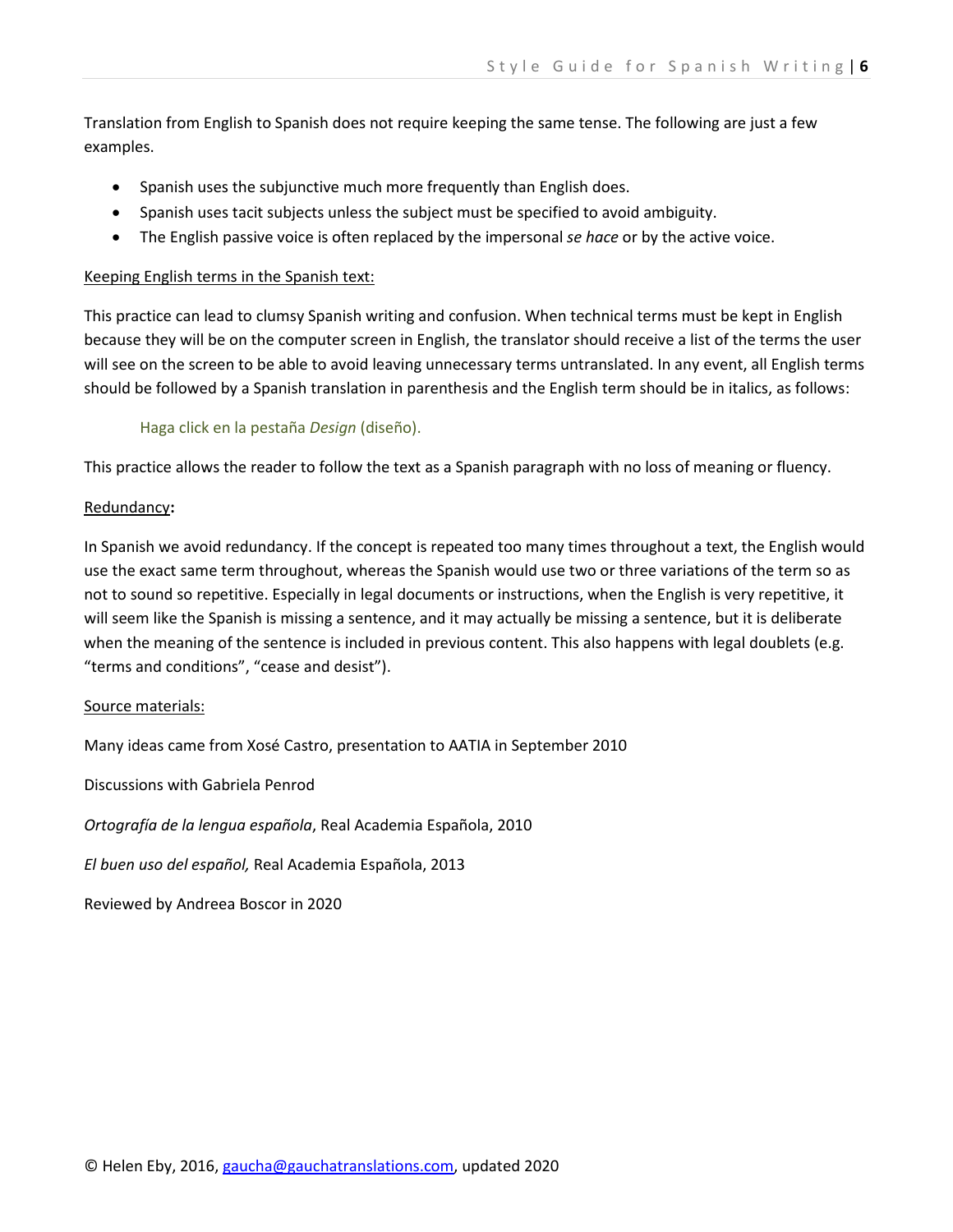Translation from English to Spanish does not require keeping the same tense. The following are just a few examples.

- Spanish uses the subjunctive much more frequently than English does.
- Spanish uses tacit subjects unless the subject must be specified to avoid ambiguity.
- The English passive voice is often replaced by the impersonal *se hace* or by the active voice.

<u>Keeping English terms in the Spanish text:</u>

This practice can lead to clumsy Spanish writing and confusion. When technical terms must be kept in English because they will be on the computer screen in English, the translator should receive a list of the terms the user will see on the screen to be able to avoid leaving unnecessary terms untranslated. In any event, all English terms should be followed by a Spanish translation in parenthesis and the English term should be in italics, as follows:

> Haga click en la pestaña *Design* (diseño).

This practice allows the reader to follow the text as a Spanish paragraph with no loss of meaning or fluency.

<u>Redundancy</u>**:**

In Spanish we avoid redundancy. If the concept is repeated too many times throughout a text, the English would use the exact same term throughout, whereas the Spanish would use two or three variations of the term so as not to sound so repetitive. Especially in legal documents or instructions, when the English is very repetitive, it will seem like the Spanish is missing a sentence, and it may actually be missing a sentence, but it is deliberate when the meaning of the sentence is included in previous content. This also happens with legal doublets (e.g. "terms and conditions", "cease and desist").

<u>Source materials:</u>

Many ideas came from Xosé Castro, presentation to AATIA in September 2010

Discussions with Gabriela Penrod

*Ortografía de la lengua española*, Real Academia Española, 2010

*El buen uso del español,* Real Academia Española, 2013

Reviewed by Andreea Boscor in 2020

© Helen Eby, 2016, gaucha@gauchatranslations.com, updated 2020